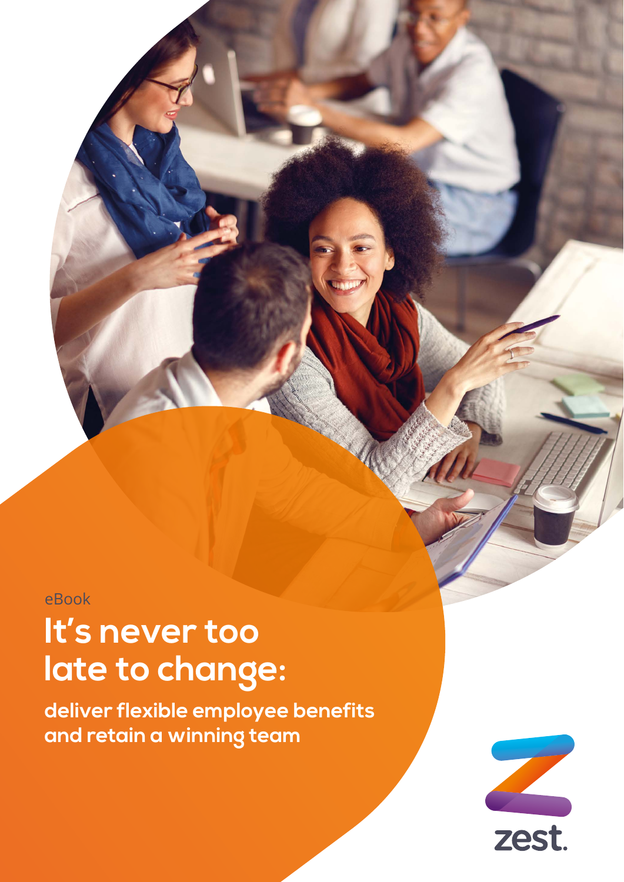eBook

# It's never too late to change:

## deliver flexible employee benefits and retain a winning team

zest.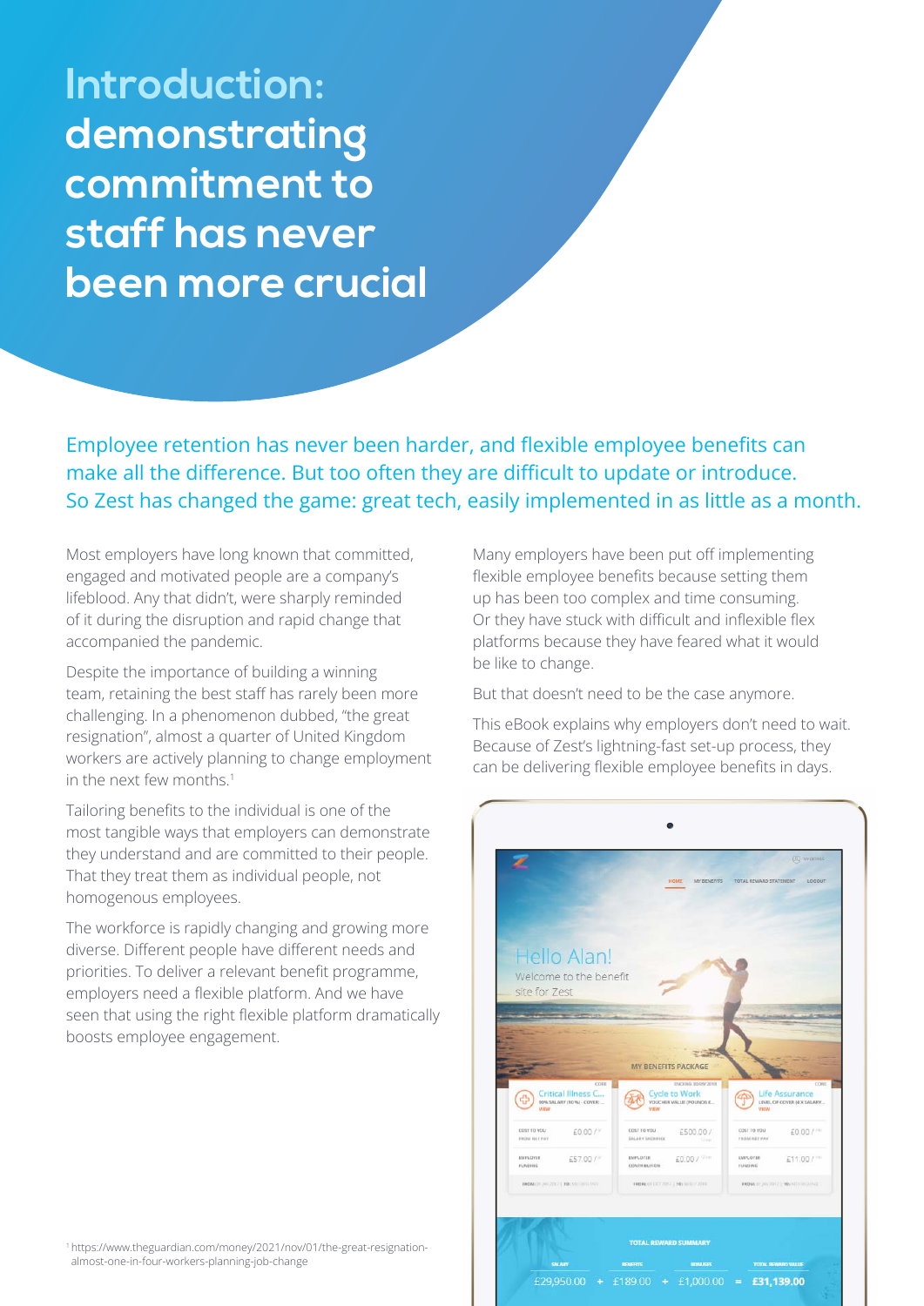# Introduction: demonstrating commitment to staff has never been more crucial

Employee retention has never been harder, and flexible employee benefits can make all the difference. But too often they are difficult to update or introduce. So Zest has changed the game: great tech, easily implemented in as little as a month.

Most employers have long known that committed, engaged and motivated people are a company's lifeblood. Any that didn't, were sharply reminded of it during the disruption and rapid change that accompanied the pandemic.

Despite the importance of building a winning team, retaining the best staff has rarely been more challenging. In a phenomenon dubbed, "the great resignation", almost a quarter of United Kingdom workers are actively planning to change employment in the next few months.[1]

Tailoring benefits to the individual is one of the most tangible ways that employers can demonstrate they understand and are committed to their people. That they treat them as individual people, not homogenous employees.

The workforce is rapidly changing and growing more diverse. Different people have different needs and priorities. To deliver a relevant benefit programme, employers need a flexible platform. And we have seen that using the right flexible platform dramatically boosts employee engagement.

Many employers have been put off implementing flexible employee benefits because setting them up has been too complex and time consuming. Or they have stuck with difficult and inflexible flex platforms because they have feared what it would be like to change.

But that doesn't need to be the case anymore.

This eBook explains why employers don't need to wait. Because of Zest's lightning-fast set-up process, they can be delivering flexible employee benefits in days.

[1] https://www.theguardian.com/money/2021/nov/01/the-great-resignation-almost-one-in-four-workers-planning-job-change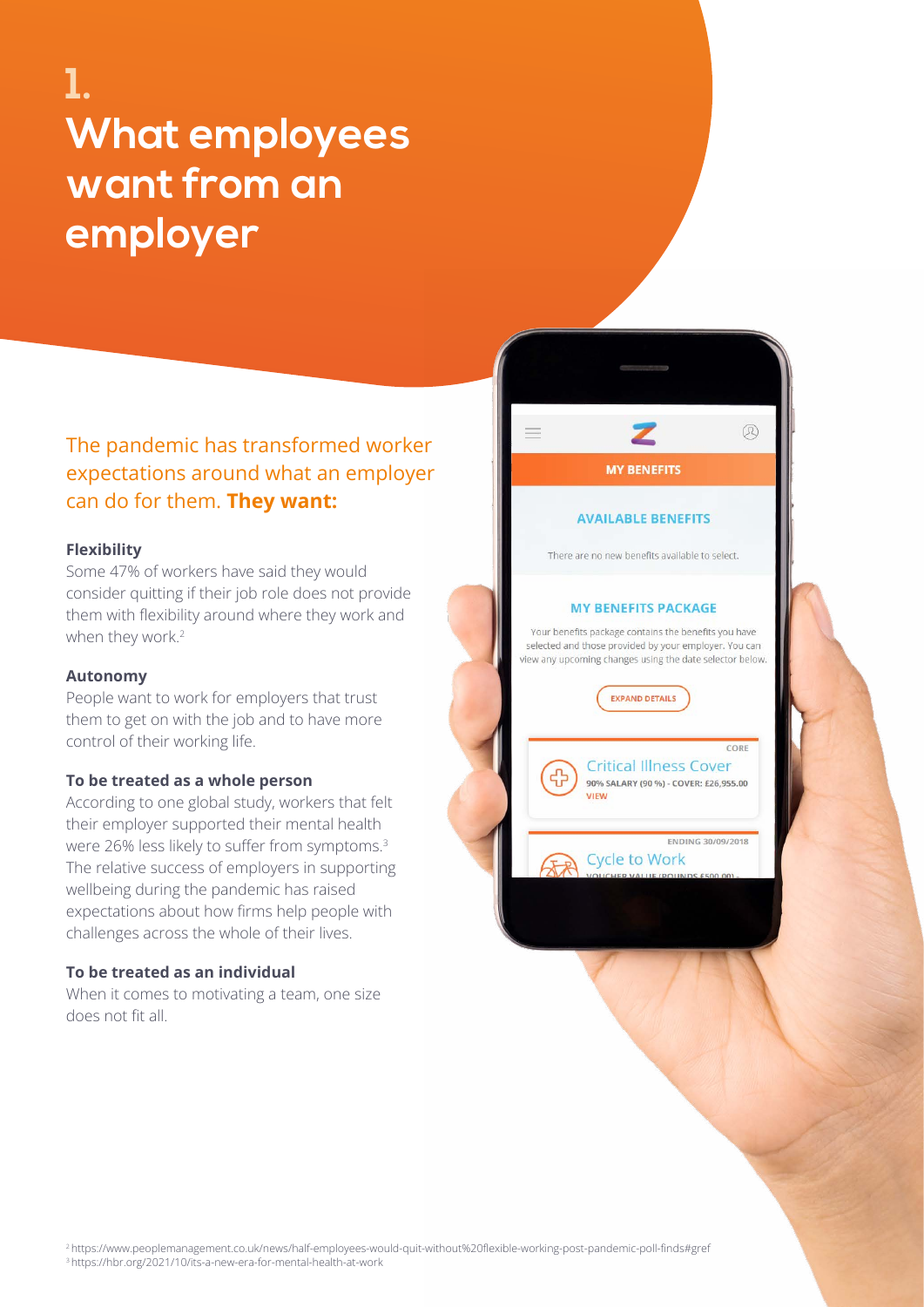# 1. What employees want from an employer

The pandemic has transformed worker expectations around what an employer can do for them. **They want:**

**Flexibility**

Some 47% of workers have said they would consider quitting if their job role does not provide them with flexibility around where they work and when they work.[2]

**Autonomy**

People want to work for employers that trust them to get on with the job and to have more control of their working life.

**To be treated as a whole person**

According to one global study, workers that felt their employer supported their mental health were 26% less likely to suffer from symptoms.[3] The relative success of employers in supporting wellbeing during the pandemic has raised expectations about how firms help people with challenges across the whole of their lives.

**To be treated as an individual**

When it comes to motivating a team, one size does not fit all.

[2] https://www.peoplemanagement.co.uk/news/half-employees-would-quit-without%20flexible-working-post-pandemic-poll-finds#gref

[3] https://hbr.org/2021/10/its-a-new-era-for-mental-health-at-work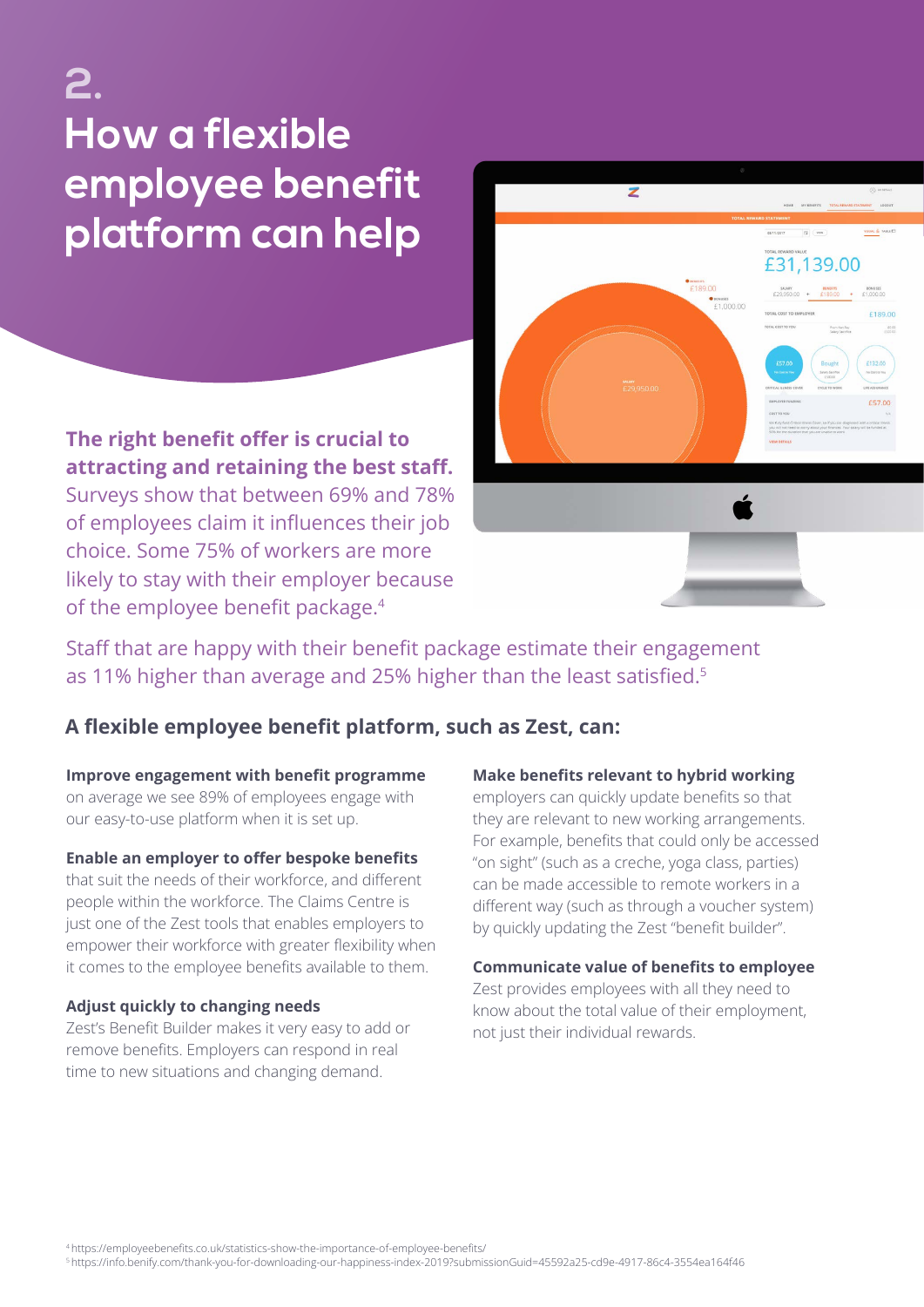# 2. How a flexible employee benefit platform can help

**The right benefit offer is crucial to attracting and retaining the best staff.** Surveys show that between 69% and 78% of employees claim it influences their job choice. Some 75% of workers are more likely to stay with their employer because of the employee benefit package.[4]

Staff that are happy with their benefit package estimate their engagement as 11% higher than average and 25% higher than the least satisfied.[5]

## A flexible employee benefit platform, such as Zest, can:

**Improve engagement with benefit programme**
on average we see 89% of employees engage with our easy-to-use platform when it is set up.

**Enable an employer to offer bespoke benefits**
that suit the needs of their workforce, and different people within the workforce. The Claims Centre is just one of the Zest tools that enables employers to empower their workforce with greater flexibility when it comes to the employee benefits available to them.

**Adjust quickly to changing needs**
Zest's Benefit Builder makes it very easy to add or remove benefits. Employers can respond in real time to new situations and changing demand.

**Make benefits relevant to hybrid working**
employers can quickly update benefits so that they are relevant to new working arrangements. For example, benefits that could only be accessed "on sight" (such as a creche, yoga class, parties) can be made accessible to remote workers in a different way (such as through a voucher system) by quickly updating the Zest "benefit builder".

**Communicate value of benefits to employee**
Zest provides employees with all they need to know about the total value of their employment, not just their individual rewards.

[4] https://employeebenefits.co.uk/statistics-show-the-importance-of-employee-benefits/
[5] https://info.benify.com/thank-you-for-downloading-our-happiness-index-2019?submissionGuid=45592a25-cd9e-4917-86c4-3554ea164f46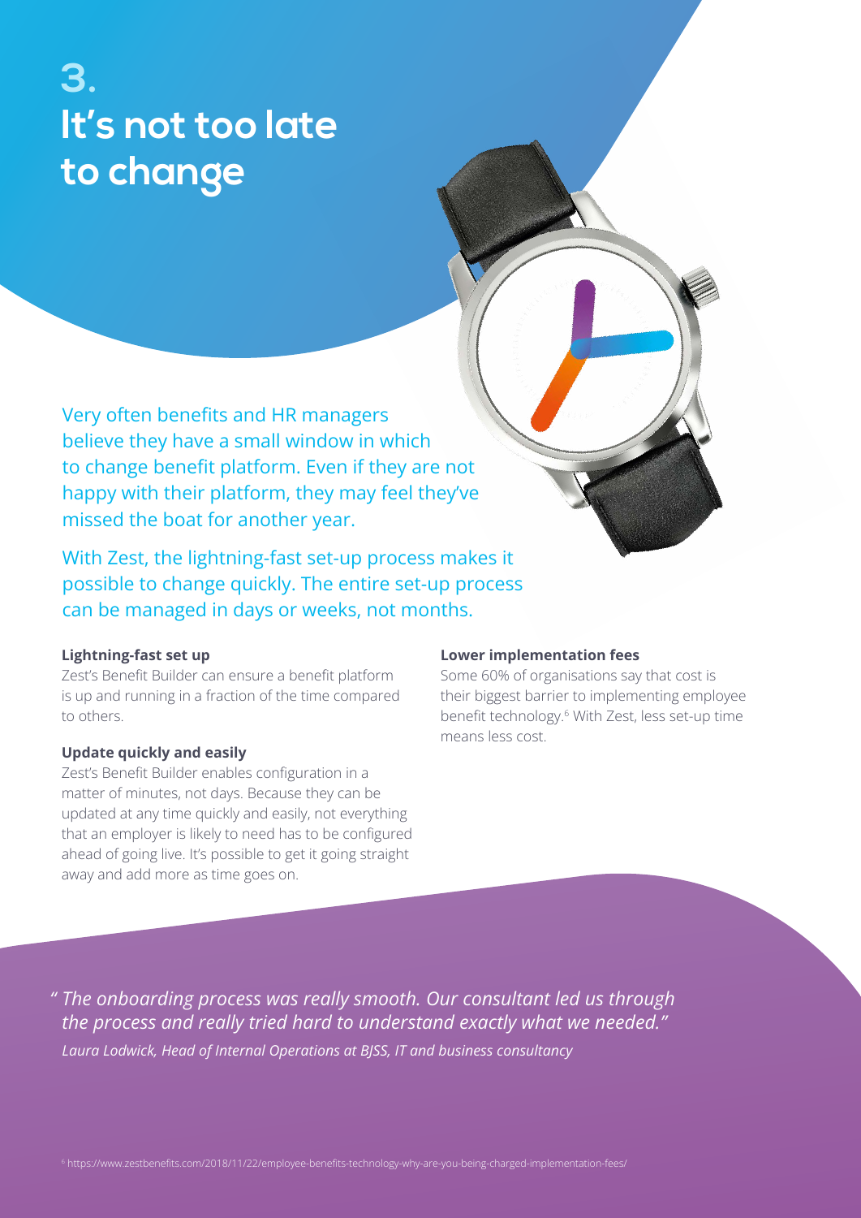# 3. It's not too late to change

Very often benefits and HR managers believe they have a small window in which to change benefit platform. Even if they are not happy with their platform, they may feel they've missed the boat for another year.

With Zest, the lightning-fast set-up process makes it possible to change quickly. The entire set-up process can be managed in days or weeks, not months.

**Lightning-fast set up**

Zest's Benefit Builder can ensure a benefit platform is up and running in a fraction of the time compared to others.

**Update quickly and easily**

Zest's Benefit Builder enables configuration in a matter of minutes, not days. Because they can be updated at any time quickly and easily, not everything that an employer is likely to need has to be configured ahead of going live. It's possible to get it going straight away and add more as time goes on.

**Lower implementation fees**

Some 60% of organisations say that cost is their biggest barrier to implementing employee benefit technology.[6] With Zest, less set-up time means less cost.

*" The onboarding process was really smooth. Our consultant led us through the process and really tried hard to understand exactly what we needed."*

*Laura Lodwick, Head of Internal Operations at BJSS, IT and business consultancy*

[6] https://www.zestbenefits.com/2018/11/22/employee-benefits-technology-why-are-you-being-charged-implementation-fees/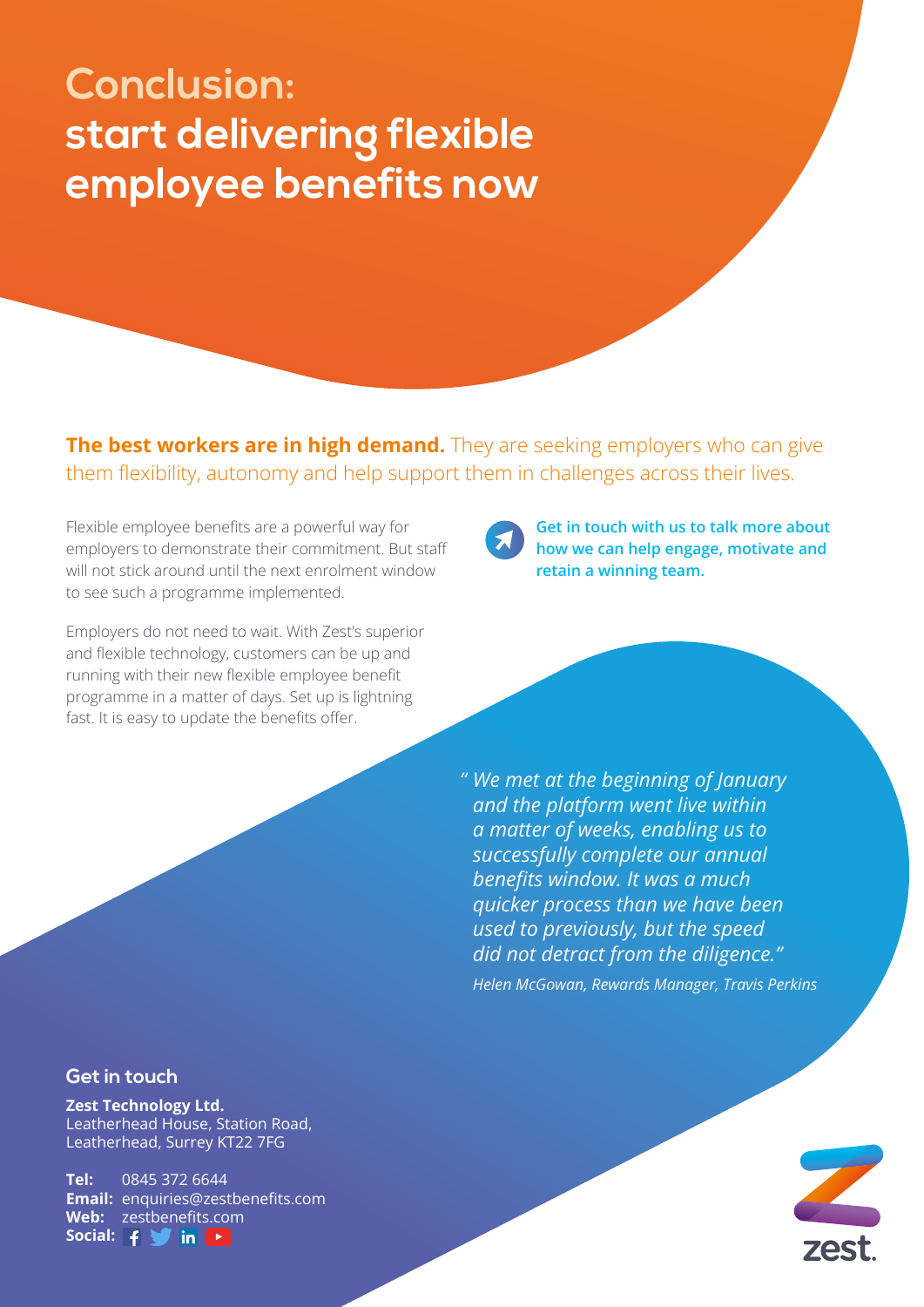# Conclusion: start delivering flexible employee benefits now

**The best workers are in high demand.** They are seeking employers who can give them flexibility, autonomy and help support them in challenges across their lives.

Flexible employee benefits are a powerful way for employers to demonstrate their commitment. But staff will not stick around until the next enrolment window to see such a programme implemented.

Employers do not need to wait. With Zest's superior and flexible technology, customers can be up and running with their new flexible employee benefit programme in a matter of days. Set up is lightning fast. It is easy to update the benefits offer.

**Get in touch with us to talk more about how we can help engage, motivate and retain a winning team.**

*" We met at the beginning of January and the platform went live within a matter of weeks, enabling us to successfully complete our annual benefits window. It was a much quicker process than we have been used to previously, but the speed did not detract from the diligence."*

*Helen McGowan, Rewards Manager, Travis Perkins*

## Get in touch

**Zest Technology Ltd.**
Leatherhead House, Station Road,
Leatherhead, Surrey KT22 7FG

**Tel:** 0845 372 6644
**Email:** enquiries@zestbenefits.com
**Web:** zestbenefits.com
**Social:**

zest.